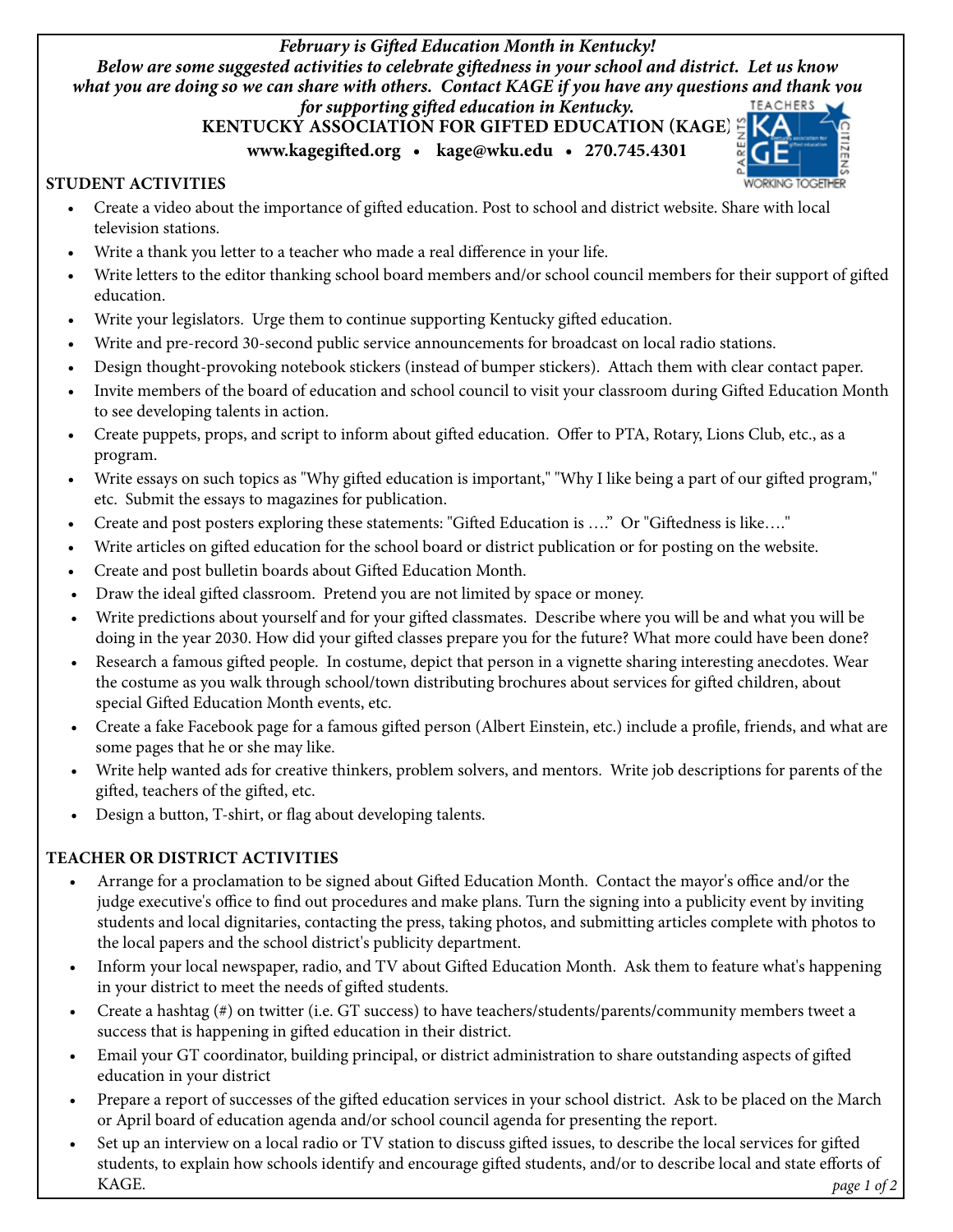***February is Gifted Education Month in Kentucky!***
***Below are some suggested activities to celebrate giftedness in your school and district. Let us know what you are doing so we can share with others. Contact KAGE if you have any questions and thank you for supporting gifted education in Kentucky.***

**KENTUCKY ASSOCIATION FOR GIFTED EDUCATION (KAGE)**

**www.kagegifted.org • kage@wku.edu • 270.745.4301**

## STUDENT ACTIVITIES

- Create a video about the importance of gifted education. Post to school and district website. Share with local television stations.
- Write a thank you letter to a teacher who made a real difference in your life.
- Write letters to the editor thanking school board members and/or school council members for their support of gifted education.
- Write your legislators. Urge them to continue supporting Kentucky gifted education.
- Write and pre-record 30-second public service announcements for broadcast on local radio stations.
- Design thought-provoking notebook stickers (instead of bumper stickers). Attach them with clear contact paper.
- Invite members of the board of education and school council to visit your classroom during Gifted Education Month to see developing talents in action.
- Create puppets, props, and script to inform about gifted education. Offer to PTA, Rotary, Lions Club, etc., as a program.
- Write essays on such topics as "Why gifted education is important," "Why I like being a part of our gifted program," etc. Submit the essays to magazines for publication.
- Create and post posters exploring these statements: "Gifted Education is …." Or "Giftedness is like…."
- Write articles on gifted education for the school board or district publication or for posting on the website.
- Create and post bulletin boards about Gifted Education Month.
- Draw the ideal gifted classroom. Pretend you are not limited by space or money.
- Write predictions about yourself and for your gifted classmates. Describe where you will be and what you will be doing in the year 2030. How did your gifted classes prepare you for the future? What more could have been done?
- Research a famous gifted people. In costume, depict that person in a vignette sharing interesting anecdotes. Wear the costume as you walk through school/town distributing brochures about services for gifted children, about special Gifted Education Month events, etc.
- Create a fake Facebook page for a famous gifted person (Albert Einstein, etc.) include a profile, friends, and what are some pages that he or she may like.
- Write help wanted ads for creative thinkers, problem solvers, and mentors. Write job descriptions for parents of the gifted, teachers of the gifted, etc.
- Design a button, T-shirt, or flag about developing talents.

## TEACHER OR DISTRICT ACTIVITIES

- Arrange for a proclamation to be signed about Gifted Education Month. Contact the mayor's office and/or the judge executive's office to find out procedures and make plans. Turn the signing into a publicity event by inviting students and local dignitaries, contacting the press, taking photos, and submitting articles complete with photos to the local papers and the school district's publicity department.
- Inform your local newspaper, radio, and TV about Gifted Education Month. Ask them to feature what's happening in your district to meet the needs of gifted students.
- Create a hashtag (#) on twitter (i.e. GT success) to have teachers/students/parents/community members tweet a success that is happening in gifted education in their district.
- Email your GT coordinator, building principal, or district administration to share outstanding aspects of gifted education in your district
- Prepare a report of successes of the gifted education services in your school district. Ask to be placed on the March or April board of education agenda and/or school council agenda for presenting the report.
- Set up an interview on a local radio or TV station to discuss gifted issues, to describe the local services for gifted students, to explain how schools identify and encourage gifted students, and/or to describe local and state efforts of KAGE.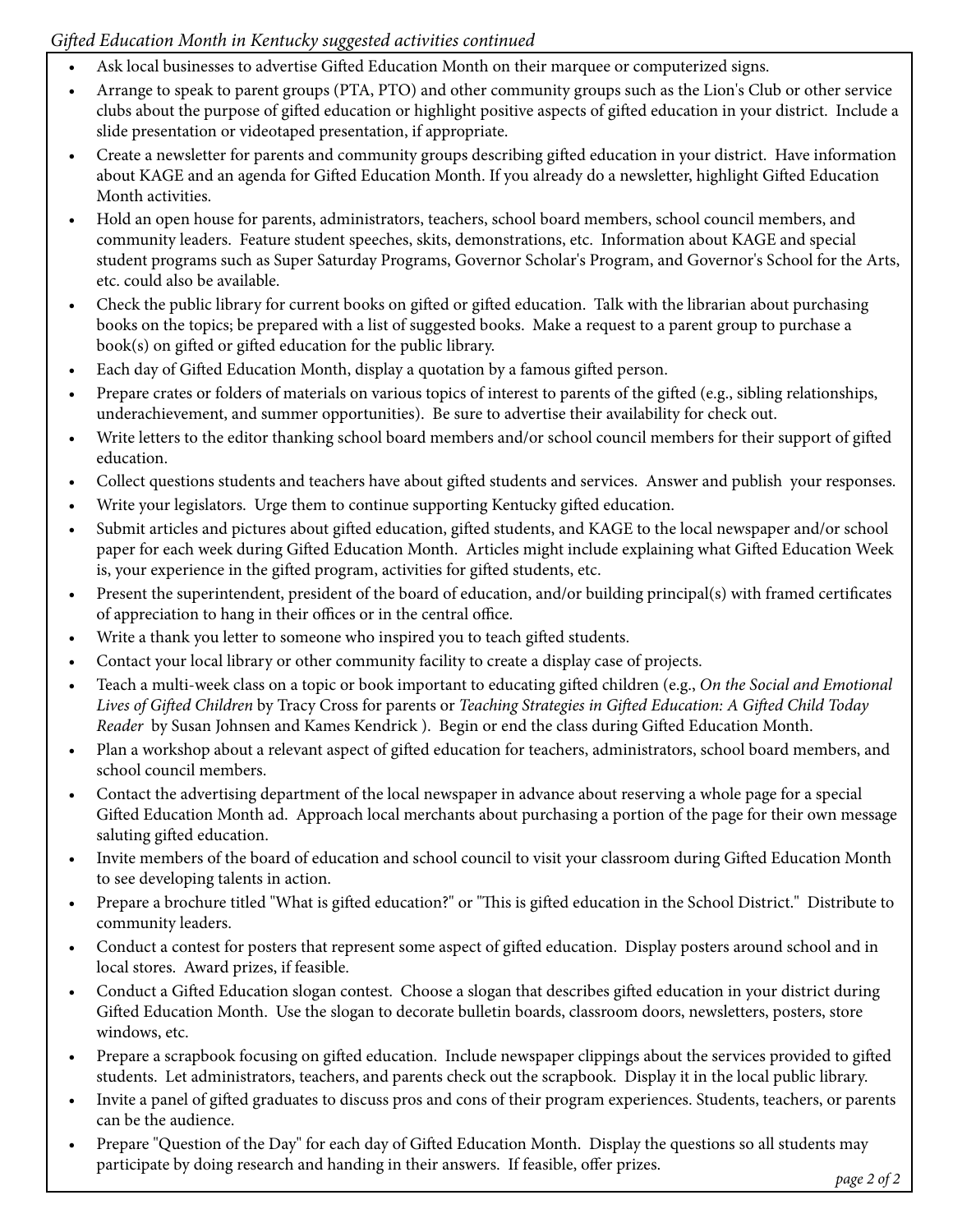*Gifted Education Month in Kentucky suggested activities continued*

- Ask local businesses to advertise Gifted Education Month on their marquee or computerized signs.
- Arrange to speak to parent groups (PTA, PTO) and other community groups such as the Lion's Club or other service clubs about the purpose of gifted education or highlight positive aspects of gifted education in your district. Include a slide presentation or videotaped presentation, if appropriate.
- Create a newsletter for parents and community groups describing gifted education in your district. Have information about KAGE and an agenda for Gifted Education Month. If you already do a newsletter, highlight Gifted Education Month activities.
- Hold an open house for parents, administrators, teachers, school board members, school council members, and community leaders. Feature student speeches, skits, demonstrations, etc. Information about KAGE and special student programs such as Super Saturday Programs, Governor Scholar's Program, and Governor's School for the Arts, etc. could also be available.
- Check the public library for current books on gifted or gifted education. Talk with the librarian about purchasing books on the topics; be prepared with a list of suggested books. Make a request to a parent group to purchase a book(s) on gifted or gifted education for the public library.
- Each day of Gifted Education Month, display a quotation by a famous gifted person.
- Prepare crates or folders of materials on various topics of interest to parents of the gifted (e.g., sibling relationships, underachievement, and summer opportunities). Be sure to advertise their availability for check out.
- Write letters to the editor thanking school board members and/or school council members for their support of gifted education.
- Collect questions students and teachers have about gifted students and services. Answer and publish your responses.
- Write your legislators. Urge them to continue supporting Kentucky gifted education.
- Submit articles and pictures about gifted education, gifted students, and KAGE to the local newspaper and/or school paper for each week during Gifted Education Month. Articles might include explaining what Gifted Education Week is, your experience in the gifted program, activities for gifted students, etc.
- Present the superintendent, president of the board of education, and/or building principal(s) with framed certificates of appreciation to hang in their offices or in the central office.
- Write a thank you letter to someone who inspired you to teach gifted students.
- Contact your local library or other community facility to create a display case of projects.
- Teach a multi-week class on a topic or book important to educating gifted children (e.g., *On the Social and Emotional Lives of Gifted Children* by Tracy Cross for parents or *Teaching Strategies in Gifted Education: A Gifted Child Today Reader* by Susan Johnsen and Kames Kendrick ). Begin or end the class during Gifted Education Month.
- Plan a workshop about a relevant aspect of gifted education for teachers, administrators, school board members, and school council members.
- Contact the advertising department of the local newspaper in advance about reserving a whole page for a special Gifted Education Month ad. Approach local merchants about purchasing a portion of the page for their own message saluting gifted education.
- Invite members of the board of education and school council to visit your classroom during Gifted Education Month to see developing talents in action.
- Prepare a brochure titled "What is gifted education?" or "This is gifted education in the School District." Distribute to community leaders.
- Conduct a contest for posters that represent some aspect of gifted education. Display posters around school and in local stores. Award prizes, if feasible.
- Conduct a Gifted Education slogan contest. Choose a slogan that describes gifted education in your district during Gifted Education Month. Use the slogan to decorate bulletin boards, classroom doors, newsletters, posters, store windows, etc.
- Prepare a scrapbook focusing on gifted education. Include newspaper clippings about the services provided to gifted students. Let administrators, teachers, and parents check out the scrapbook. Display it in the local public library.
- Invite a panel of gifted graduates to discuss pros and cons of their program experiences. Students, teachers, or parents can be the audience.
- Prepare "Question of the Day" for each day of Gifted Education Month. Display the questions so all students may participate by doing research and handing in their answers. If feasible, offer prizes.